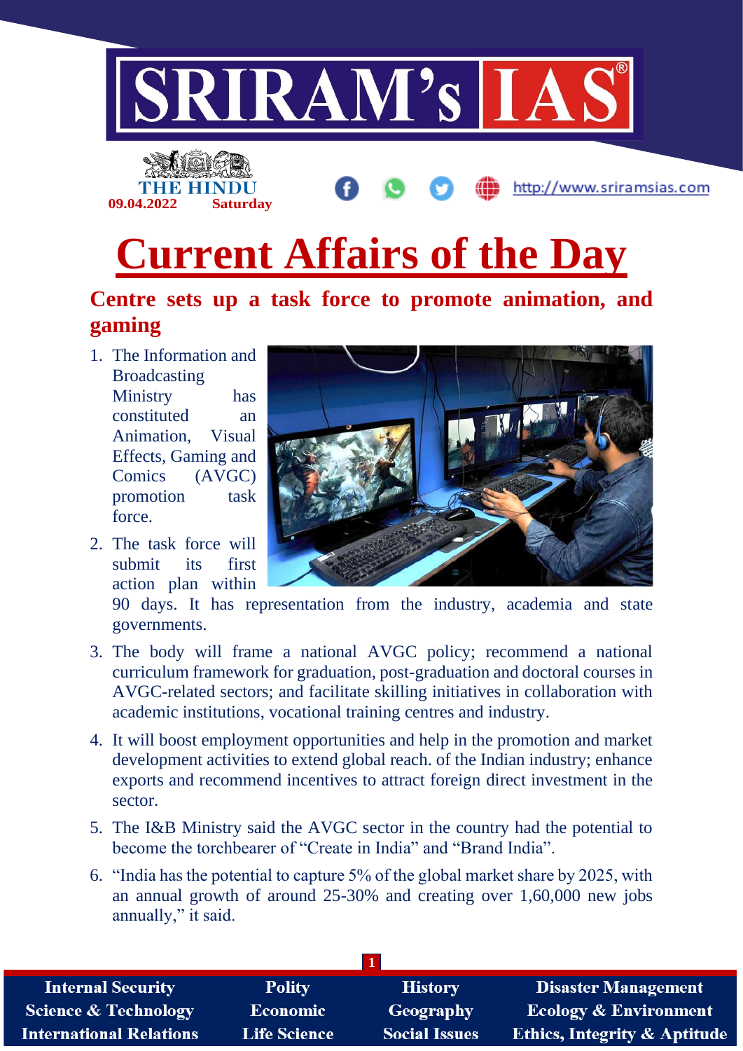# Current Affairs of the Day

## Centre sets up a task force to promote animation, and gaming

1. The Information and Broadcasting Ministry has constituted an Animation, Visual Effects, Gaming and Comics (AVGC) promotion task force.
2. The task force will submit its first action plan within 90 days. It has representation from the industry, academia and state governments.
3. The body will frame a national AVGC policy; recommend a national curriculum framework for graduation, post-graduation and doctoral courses in AVGC-related sectors; and facilitate skilling initiatives in collaboration with academic institutions, vocational training centres and industry.
4. It will boost employment opportunities and help in the promotion and market development activities to extend global reach. of the Indian industry; enhance exports and recommend incentives to attract foreign direct investment in the sector.
5. The I&B Ministry said the AVGC sector in the country had the potential to become the torchbearer of "Create in India" and "Brand India".
6. "India has the potential to capture 5% of the global market share by 2025, with an annual growth of around 25-30% and creating over 1,60,000 new jobs annually," it said.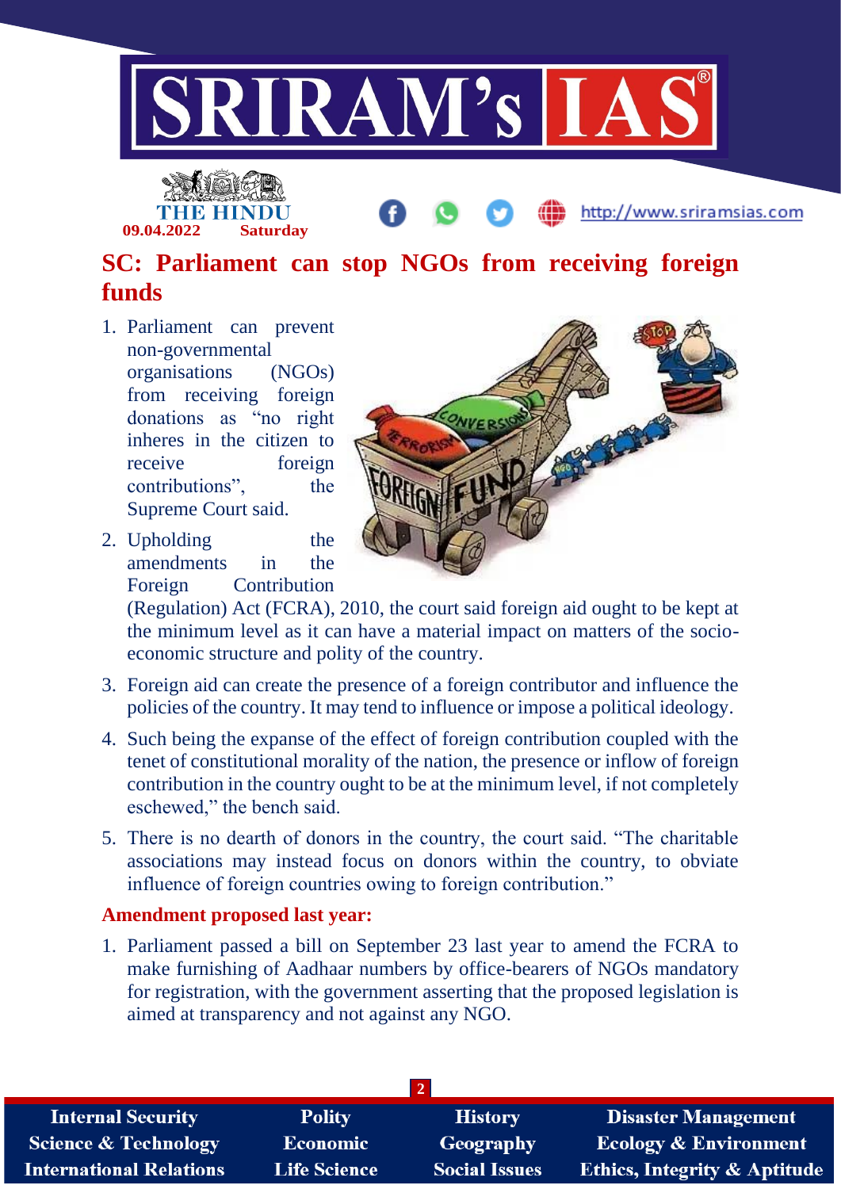# SC: Parliament can stop NGOs from receiving foreign funds

1. Parliament can prevent non-governmental organisations (NGOs) from receiving foreign donations as "no right inheres in the citizen to receive foreign contributions", the Supreme Court said.
2. Upholding the amendments in the Foreign Contribution (Regulation) Act (FCRA), 2010, the court said foreign aid ought to be kept at the minimum level as it can have a material impact on matters of the socio-economic structure and polity of the country.
3. Foreign aid can create the presence of a foreign contributor and influence the policies of the country. It may tend to influence or impose a political ideology.
4. Such being the expanse of the effect of foreign contribution coupled with the tenet of constitutional morality of the nation, the presence or inflow of foreign contribution in the country ought to be at the minimum level, if not completely eschewed," the bench said.
5. There is no dearth of donors in the country, the court said. "The charitable associations may instead focus on donors within the country, to obviate influence of foreign countries owing to foreign contribution."

## Amendment proposed last year:

1. Parliament passed a bill on September 23 last year to amend the FCRA to make furnishing of Aadhaar numbers by office-bearers of NGOs mandatory for registration, with the government asserting that the proposed legislation is aimed at transparency and not against any NGO.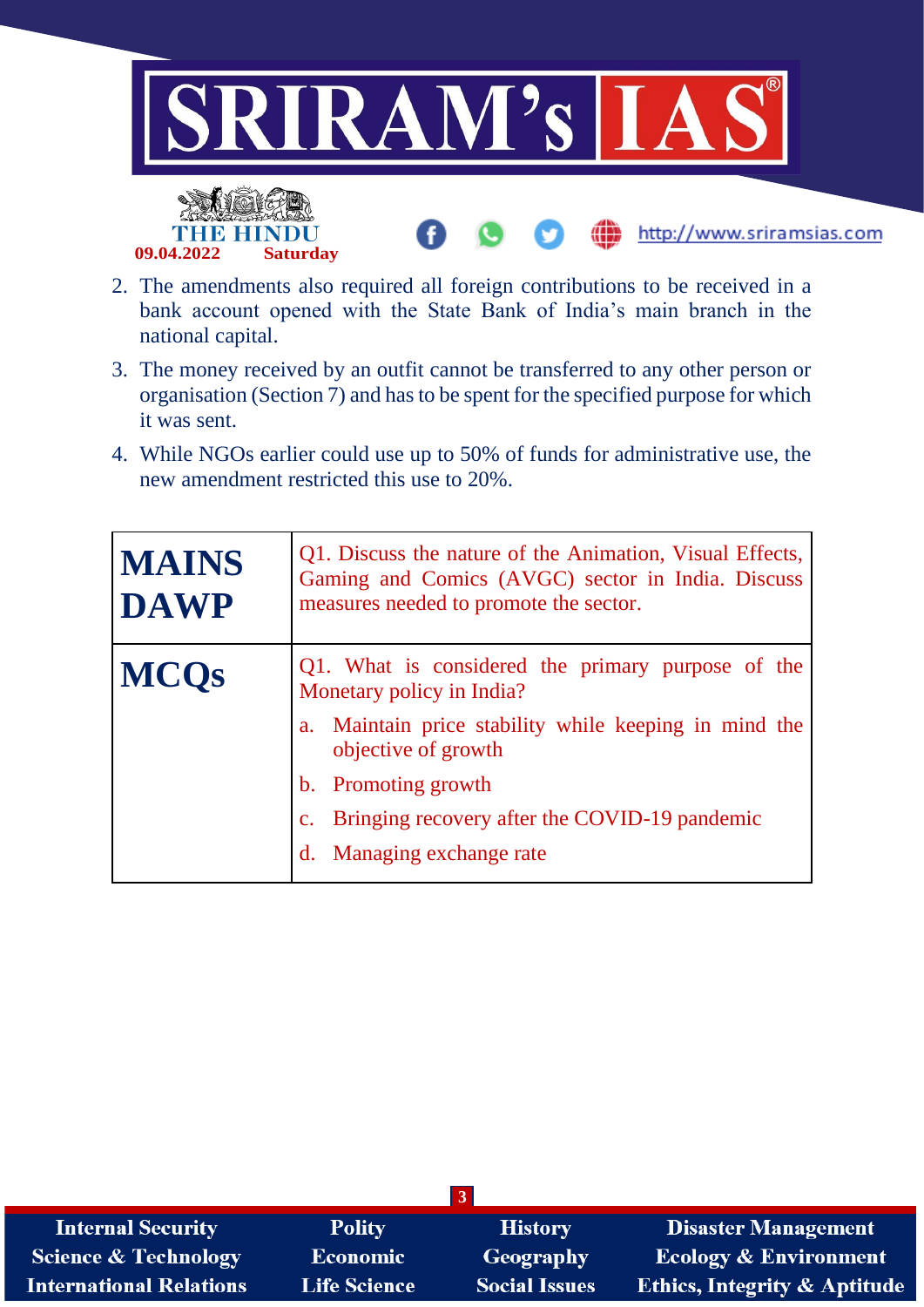2. The amendments also required all foreign contributions to be received in a bank account opened with the State Bank of India's main branch in the national capital.
3. The money received by an outfit cannot be transferred to any other person or organisation (Section 7) and has to be spent for the specified purpose for which it was sent.
4. While NGOs earlier could use up to 50% of funds for administrative use, the new amendment restricted this use to 20%.

| | |
|---|---|
| **MAINS DAWP** | Q1. Discuss the nature of the Animation, Visual Effects, Gaming and Comics (AVGC) sector in India. Discuss measures needed to promote the sector. |
| **MCQs** | Q1. What is considered the primary purpose of the Monetary policy in India?<br>a. Maintain price stability while keeping in mind the objective of growth<br>b. Promoting growth<br>c. Bringing recovery after the COVID-19 pandemic<br>d. Managing exchange rate |